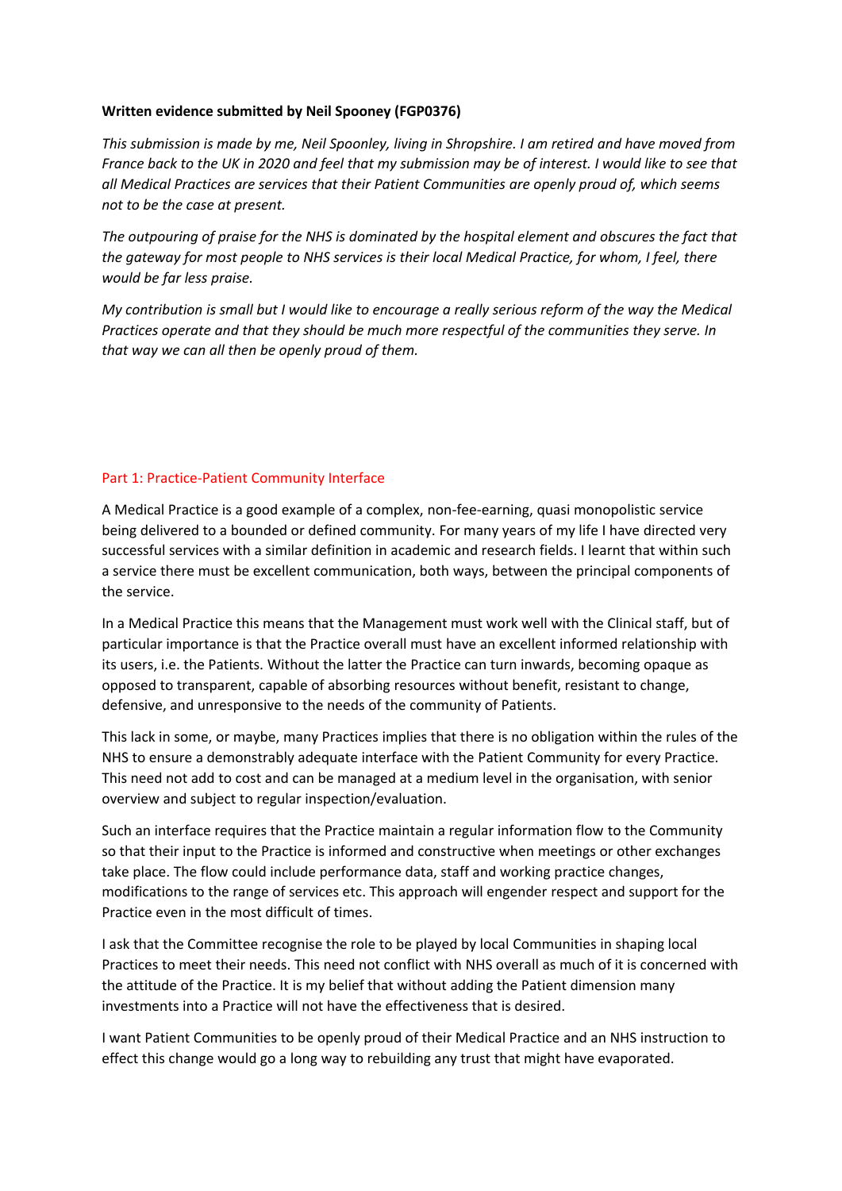**Written evidence submitted by Neil Spooney (FGP0376)**

*This submission is made by me, Neil Spoonley, living in Shropshire. I am retired and have moved from France back to the UK in 2020 and feel that my submission may be of interest. I would like to see that all Medical Practices are services that their Patient Communities are openly proud of, which seems not to be the case at present.*

*The outpouring of praise for the NHS is dominated by the hospital element and obscures the fact that the gateway for most people to NHS services is their local Medical Practice, for whom, I feel, there would be far less praise.*

*My contribution is small but I would like to encourage a really serious reform of the way the Medical Practices operate and that they should be much more respectful of the communities they serve. In that way we can all then be openly proud of them.*

## Part 1: Practice-Patient Community Interface

A Medical Practice is a good example of a complex, non-fee-earning, quasi monopolistic service being delivered to a bounded or defined community. For many years of my life I have directed very successful services with a similar definition in academic and research fields. I learnt that within such a service there must be excellent communication, both ways, between the principal components of the service.

In a Medical Practice this means that the Management must work well with the Clinical staff, but of particular importance is that the Practice overall must have an excellent informed relationship with its users, i.e. the Patients. Without the latter the Practice can turn inwards, becoming opaque as opposed to transparent, capable of absorbing resources without benefit, resistant to change, defensive, and unresponsive to the needs of the community of Patients.

This lack in some, or maybe, many Practices implies that there is no obligation within the rules of the NHS to ensure a demonstrably adequate interface with the Patient Community for every Practice. This need not add to cost and can be managed at a medium level in the organisation, with senior overview and subject to regular inspection/evaluation.

Such an interface requires that the Practice maintain a regular information flow to the Community so that their input to the Practice is informed and constructive when meetings or other exchanges take place. The flow could include performance data, staff and working practice changes, modifications to the range of services etc. This approach will engender respect and support for the Practice even in the most difficult of times.

I ask that the Committee recognise the role to be played by local Communities in shaping local Practices to meet their needs. This need not conflict with NHS overall as much of it is concerned with the attitude of the Practice. It is my belief that without adding the Patient dimension many investments into a Practice will not have the effectiveness that is desired.

I want Patient Communities to be openly proud of their Medical Practice and an NHS instruction to effect this change would go a long way to rebuilding any trust that might have evaporated.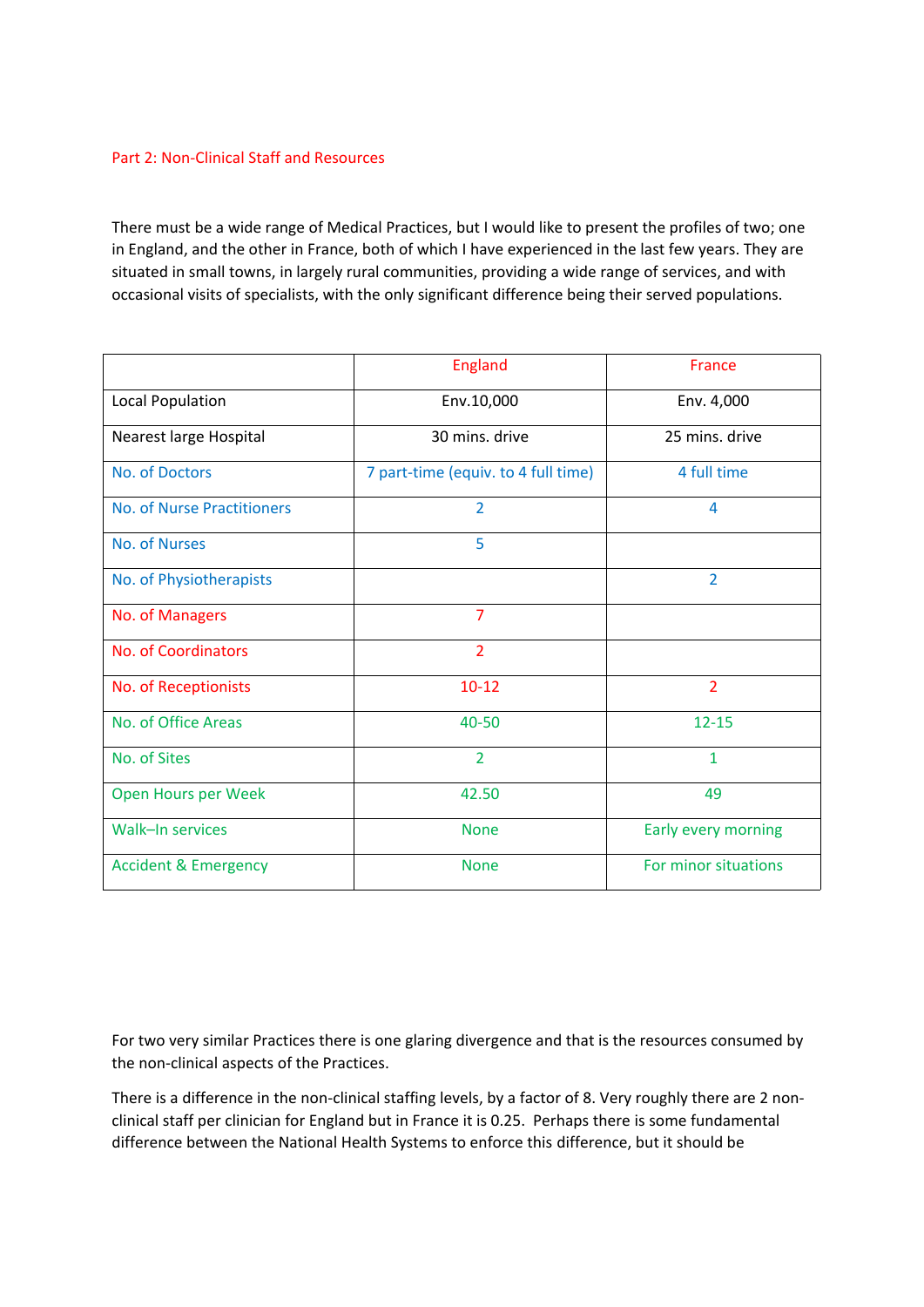## Part 2: Non-Clinical Staff and Resources

There must be a wide range of Medical Practices, but I would like to present the profiles of two; one in England, and the other in France, both of which I have experienced in the last few years. They are situated in small towns, in largely rural communities, providing a wide range of services, and with occasional visits of specialists, with the only significant difference being their served populations.

| | England | France |
|---|---|---|
| Local Population | Env.10,000 | Env. 4,000 |
| Nearest large Hospital | 30 mins. drive | 25 mins. drive |
| No. of Doctors | 7 part-time (equiv. to 4 full time) | 4 full time |
| No. of Nurse Practitioners | 2 | 4 |
| No. of Nurses | 5 | |
| No. of Physiotherapists | | 2 |
| No. of Managers | 7 | |
| No. of Coordinators | 2 | |
| No. of Receptionists | 10-12 | 2 |
| No. of Office Areas | 40-50 | 12-15 |
| No. of Sites | 2 | 1 |
| Open Hours per Week | 42.50 | 49 |
| Walk–In services | None | Early every morning |
| Accident & Emergency | None | For minor situations |

For two very similar Practices there is one glaring divergence and that is the resources consumed by the non-clinical aspects of the Practices.

There is a difference in the non-clinical staffing levels, by a factor of 8. Very roughly there are 2 non-clinical staff per clinician for England but in France it is 0.25. Perhaps there is some fundamental difference between the National Health Systems to enforce this difference, but it should be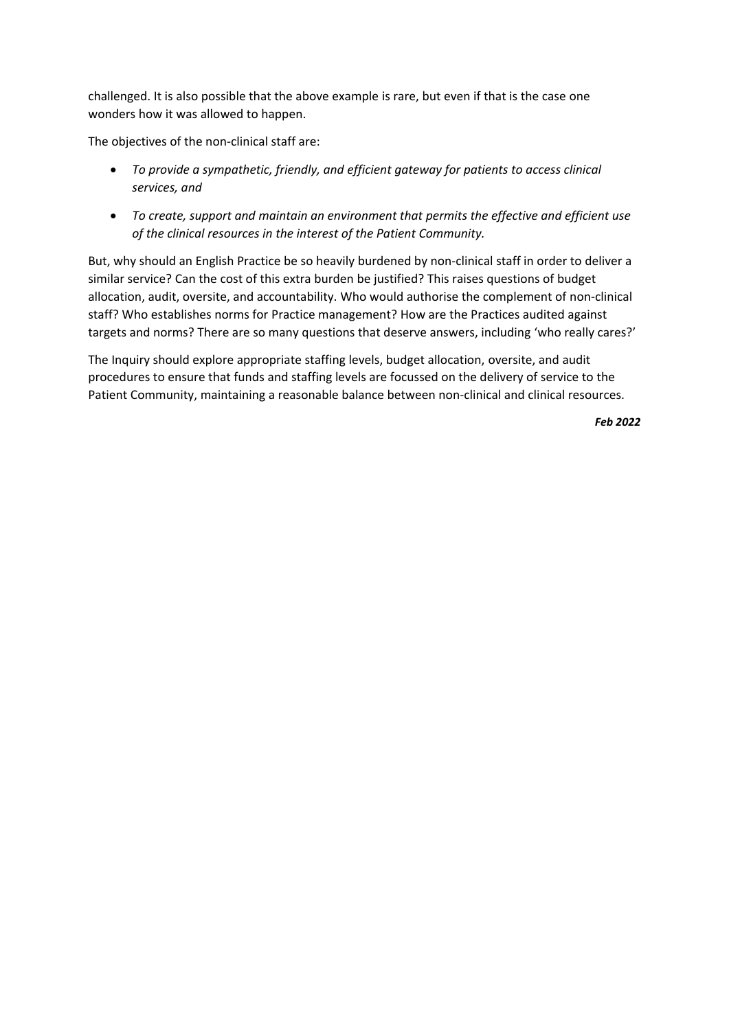challenged. It is also possible that the above example is rare, but even if that is the case one wonders how it was allowed to happen.

The objectives of the non-clinical staff are:

- *To provide a sympathetic, friendly, and efficient gateway for patients to access clinical services, and*
- *To create, support and maintain an environment that permits the effective and efficient use of the clinical resources in the interest of the Patient Community.*

But, why should an English Practice be so heavily burdened by non-clinical staff in order to deliver a similar service? Can the cost of this extra burden be justified? This raises questions of budget allocation, audit, oversite, and accountability. Who would authorise the complement of non-clinical staff? Who establishes norms for Practice management? How are the Practices audited against targets and norms? There are so many questions that deserve answers, including 'who really cares?'

The Inquiry should explore appropriate staffing levels, budget allocation, oversite, and audit procedures to ensure that funds and staffing levels are focussed on the delivery of service to the Patient Community, maintaining a reasonable balance between non-clinical and clinical resources.

***Feb 2022***